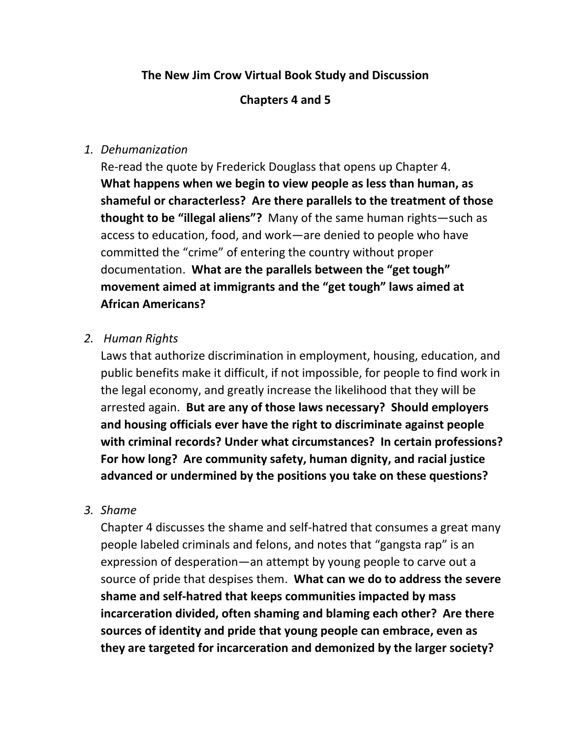**The New Jim Crow Virtual Book Study and Discussion**

**Chapters 4 and 5**

1. *Dehumanization*

   Re-read the quote by Frederick Douglass that opens up Chapter 4. **What happens when we begin to view people as less than human, as shameful or characterless? Are there parallels to the treatment of those thought to be "illegal aliens"?** Many of the same human rights—such as access to education, food, and work—are denied to people who have committed the "crime" of entering the country without proper documentation. **What are the parallels between the "get tough" movement aimed at immigrants and the "get tough" laws aimed at African Americans?**

2. *Human Rights*

   Laws that authorize discrimination in employment, housing, education, and public benefits make it difficult, if not impossible, for people to find work in the legal economy, and greatly increase the likelihood that they will be arrested again. **But are any of those laws necessary? Should employers and housing officials ever have the right to discriminate against people with criminal records? Under what circumstances? In certain professions? For how long? Are community safety, human dignity, and racial justice advanced or undermined by the positions you take on these questions?**

3. *Shame*

   Chapter 4 discusses the shame and self-hatred that consumes a great many people labeled criminals and felons, and notes that "gangsta rap" is an expression of desperation—an attempt by young people to carve out a source of pride that despises them. **What can we do to address the severe shame and self-hatred that keeps communities impacted by mass incarceration divided, often shaming and blaming each other? Are there sources of identity and pride that young people can embrace, even as they are targeted for incarceration and demonized by the larger society?**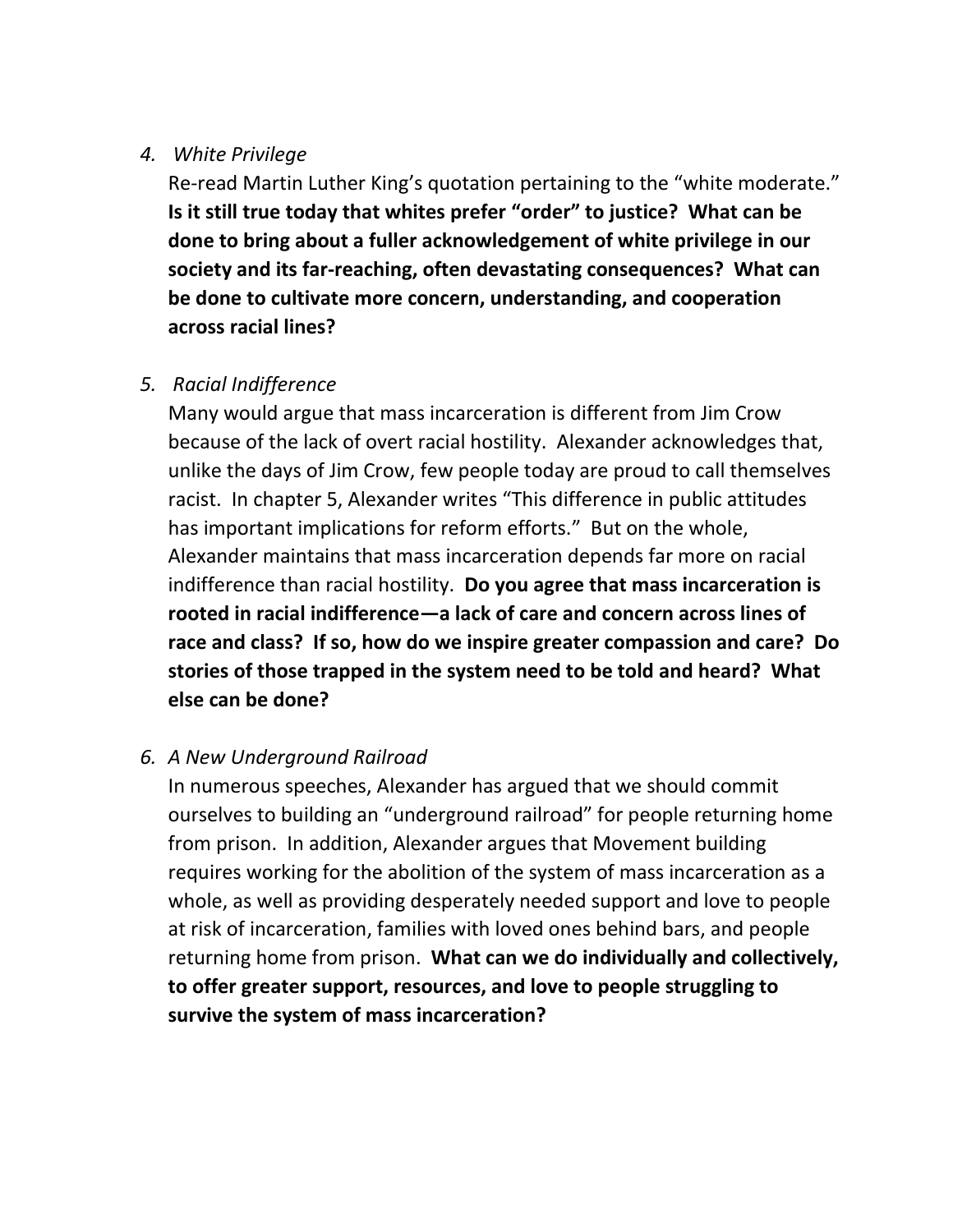4. *White Privilege*

   Re-read Martin Luther King's quotation pertaining to the "white moderate." **Is it still true today that whites prefer "order" to justice? What can be done to bring about a fuller acknowledgement of white privilege in our society and its far-reaching, often devastating consequences? What can be done to cultivate more concern, understanding, and cooperation across racial lines?**

5. *Racial Indifference*

   Many would argue that mass incarceration is different from Jim Crow because of the lack of overt racial hostility. Alexander acknowledges that, unlike the days of Jim Crow, few people today are proud to call themselves racist. In chapter 5, Alexander writes "This difference in public attitudes has important implications for reform efforts." But on the whole, Alexander maintains that mass incarceration depends far more on racial indifference than racial hostility. **Do you agree that mass incarceration is rooted in racial indifference—a lack of care and concern across lines of race and class? If so, how do we inspire greater compassion and care? Do stories of those trapped in the system need to be told and heard? What else can be done?**

6. *A New Underground Railroad*

   In numerous speeches, Alexander has argued that we should commit ourselves to building an "underground railroad" for people returning home from prison. In addition, Alexander argues that Movement building requires working for the abolition of the system of mass incarceration as a whole, as well as providing desperately needed support and love to people at risk of incarceration, families with loved ones behind bars, and people returning home from prison. **What can we do individually and collectively, to offer greater support, resources, and love to people struggling to survive the system of mass incarceration?**